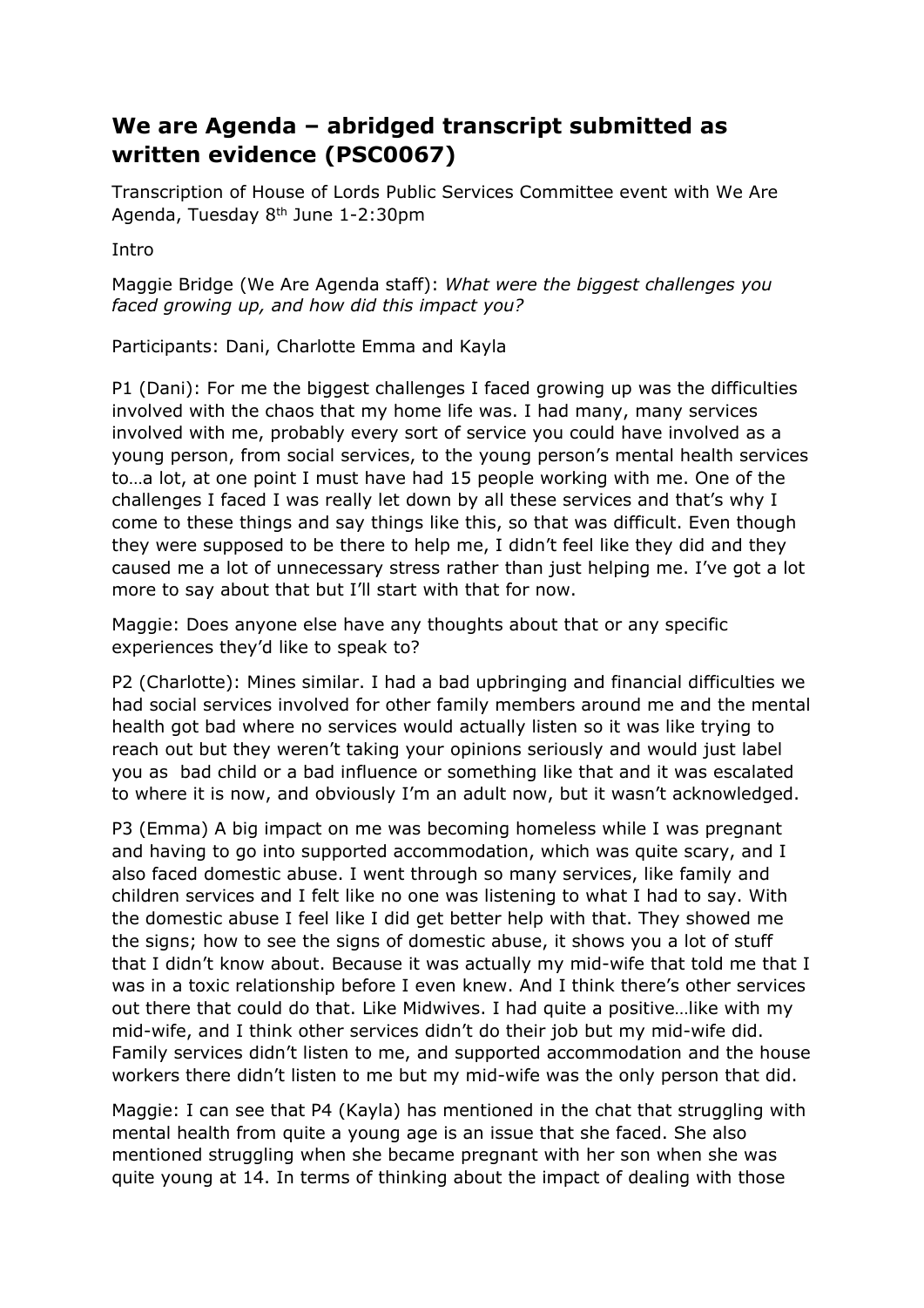# We are Agenda – abridged transcript submitted as written evidence (PSC0067)

Transcription of House of Lords Public Services Committee event with We Are Agenda, Tuesday 8th June 1-2:30pm

Intro

Maggie Bridge (We Are Agenda staff): *What were the biggest challenges you faced growing up, and how did this impact you?*

Participants: Dani, Charlotte Emma and Kayla

P1 (Dani): For me the biggest challenges I faced growing up was the difficulties involved with the chaos that my home life was. I had many, many services involved with me, probably every sort of service you could have involved as a young person, from social services, to the young person's mental health services to…a lot, at one point I must have had 15 people working with me. One of the challenges I faced I was really let down by all these services and that's why I come to these things and say things like this, so that was difficult. Even though they were supposed to be there to help me, I didn't feel like they did and they caused me a lot of unnecessary stress rather than just helping me. I've got a lot more to say about that but I'll start with that for now.

Maggie: Does anyone else have any thoughts about that or any specific experiences they'd like to speak to?

P2 (Charlotte): Mines similar. I had a bad upbringing and financial difficulties we had social services involved for other family members around me and the mental health got bad where no services would actually listen so it was like trying to reach out but they weren't taking your opinions seriously and would just label you as bad child or a bad influence or something like that and it was escalated to where it is now, and obviously I'm an adult now, but it wasn't acknowledged.

P3 (Emma) A big impact on me was becoming homeless while I was pregnant and having to go into supported accommodation, which was quite scary, and I also faced domestic abuse. I went through so many services, like family and children services and I felt like no one was listening to what I had to say. With the domestic abuse I feel like I did get better help with that. They showed me the signs; how to see the signs of domestic abuse, it shows you a lot of stuff that I didn't know about. Because it was actually my mid-wife that told me that I was in a toxic relationship before I even knew. And I think there's other services out there that could do that. Like Midwives. I had quite a positive…like with my mid-wife, and I think other services didn't do their job but my mid-wife did. Family services didn't listen to me, and supported accommodation and the house workers there didn't listen to me but my mid-wife was the only person that did.

Maggie: I can see that P4 (Kayla) has mentioned in the chat that struggling with mental health from quite a young age is an issue that she faced. She also mentioned struggling when she became pregnant with her son when she was quite young at 14. In terms of thinking about the impact of dealing with those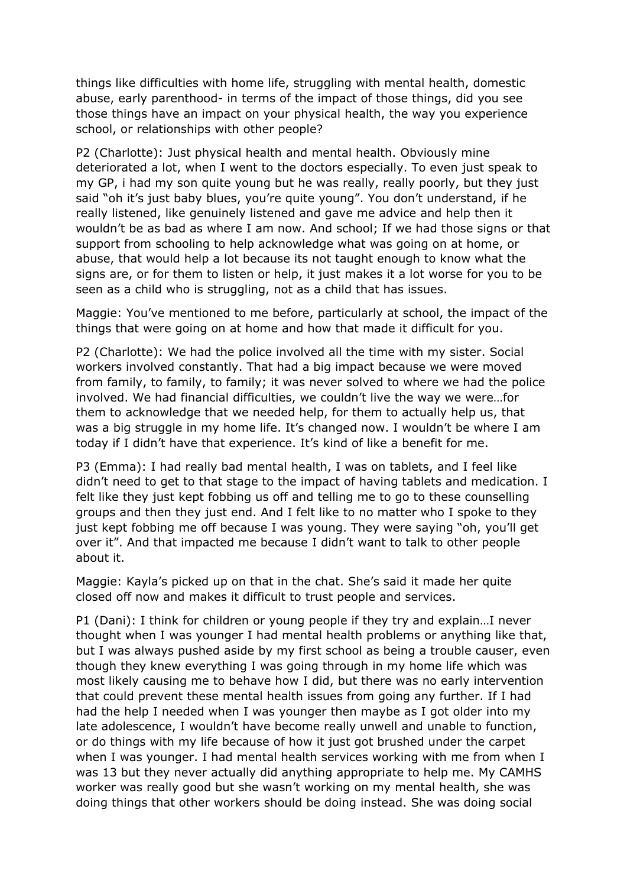things like difficulties with home life, struggling with mental health, domestic abuse, early parenthood- in terms of the impact of those things, did you see those things have an impact on your physical health, the way you experience school, or relationships with other people?

P2 (Charlotte): Just physical health and mental health. Obviously mine deteriorated a lot, when I went to the doctors especially. To even just speak to my GP, i had my son quite young but he was really, really poorly, but they just said "oh it's just baby blues, you're quite young". You don't understand, if he really listened, like genuinely listened and gave me advice and help then it wouldn't be as bad as where I am now. And school; If we had those signs or that support from schooling to help acknowledge what was going on at home, or abuse, that would help a lot because its not taught enough to know what the signs are, or for them to listen or help, it just makes it a lot worse for you to be seen as a child who is struggling, not as a child that has issues.

Maggie: You've mentioned to me before, particularly at school, the impact of the things that were going on at home and how that made it difficult for you.

P2 (Charlotte): We had the police involved all the time with my sister. Social workers involved constantly. That had a big impact because we were moved from family, to family, to family; it was never solved to where we had the police involved. We had financial difficulties, we couldn't live the way we were…for them to acknowledge that we needed help, for them to actually help us, that was a big struggle in my home life. It's changed now. I wouldn't be where I am today if I didn't have that experience. It's kind of like a benefit for me.

P3 (Emma): I had really bad mental health, I was on tablets, and I feel like didn't need to get to that stage to the impact of having tablets and medication. I felt like they just kept fobbing us off and telling me to go to these counselling groups and then they just end. And I felt like to no matter who I spoke to they just kept fobbing me off because I was young. They were saying "oh, you'll get over it". And that impacted me because I didn't want to talk to other people about it.

Maggie: Kayla's picked up on that in the chat. She's said it made her quite closed off now and makes it difficult to trust people and services.

P1 (Dani): I think for children or young people if they try and explain…I never thought when I was younger I had mental health problems or anything like that, but I was always pushed aside by my first school as being a trouble causer, even though they knew everything I was going through in my home life which was most likely causing me to behave how I did, but there was no early intervention that could prevent these mental health issues from going any further. If I had had the help I needed when I was younger then maybe as I got older into my late adolescence, I wouldn't have become really unwell and unable to function, or do things with my life because of how it just got brushed under the carpet when I was younger. I had mental health services working with me from when I was 13 but they never actually did anything appropriate to help me. My CAMHS worker was really good but she wasn't working on my mental health, she was doing things that other workers should be doing instead. She was doing social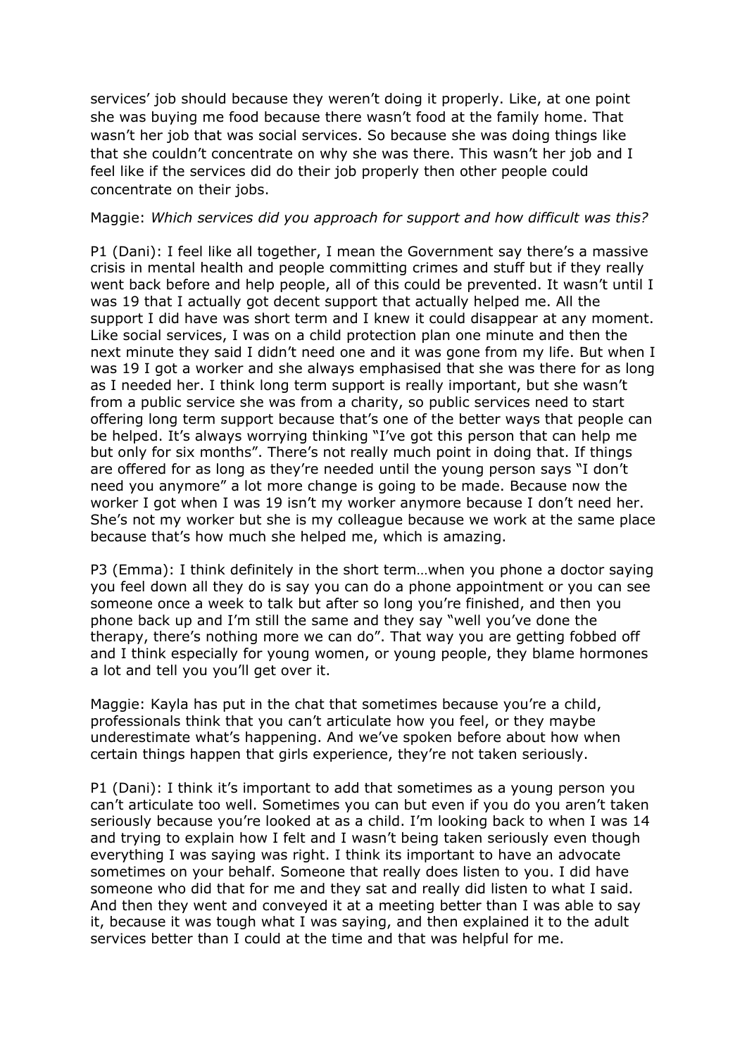services' job should because they weren't doing it properly. Like, at one point she was buying me food because there wasn't food at the family home. That wasn't her job that was social services. So because she was doing things like that she couldn't concentrate on why she was there. This wasn't her job and I feel like if the services did do their job properly then other people could concentrate on their jobs.

Maggie: *Which services did you approach for support and how difficult was this?*

P1 (Dani): I feel like all together, I mean the Government say there's a massive crisis in mental health and people committing crimes and stuff but if they really went back before and help people, all of this could be prevented. It wasn't until I was 19 that I actually got decent support that actually helped me. All the support I did have was short term and I knew it could disappear at any moment. Like social services, I was on a child protection plan one minute and then the next minute they said I didn't need one and it was gone from my life. But when I was 19 I got a worker and she always emphasised that she was there for as long as I needed her. I think long term support is really important, but she wasn't from a public service she was from a charity, so public services need to start offering long term support because that's one of the better ways that people can be helped. It's always worrying thinking "I've got this person that can help me but only for six months". There's not really much point in doing that. If things are offered for as long as they're needed until the young person says "I don't need you anymore" a lot more change is going to be made. Because now the worker I got when I was 19 isn't my worker anymore because I don't need her. She's not my worker but she is my colleague because we work at the same place because that's how much she helped me, which is amazing.

P3 (Emma): I think definitely in the short term…when you phone a doctor saying you feel down all they do is say you can do a phone appointment or you can see someone once a week to talk but after so long you're finished, and then you phone back up and I'm still the same and they say "well you've done the therapy, there's nothing more we can do". That way you are getting fobbed off and I think especially for young women, or young people, they blame hormones a lot and tell you you'll get over it.

Maggie: Kayla has put in the chat that sometimes because you're a child, professionals think that you can't articulate how you feel, or they maybe underestimate what's happening. And we've spoken before about how when certain things happen that girls experience, they're not taken seriously.

P1 (Dani): I think it's important to add that sometimes as a young person you can't articulate too well. Sometimes you can but even if you do you aren't taken seriously because you're looked at as a child. I'm looking back to when I was 14 and trying to explain how I felt and I wasn't being taken seriously even though everything I was saying was right. I think its important to have an advocate sometimes on your behalf. Someone that really does listen to you. I did have someone who did that for me and they sat and really did listen to what I said. And then they went and conveyed it at a meeting better than I was able to say it, because it was tough what I was saying, and then explained it to the adult services better than I could at the time and that was helpful for me.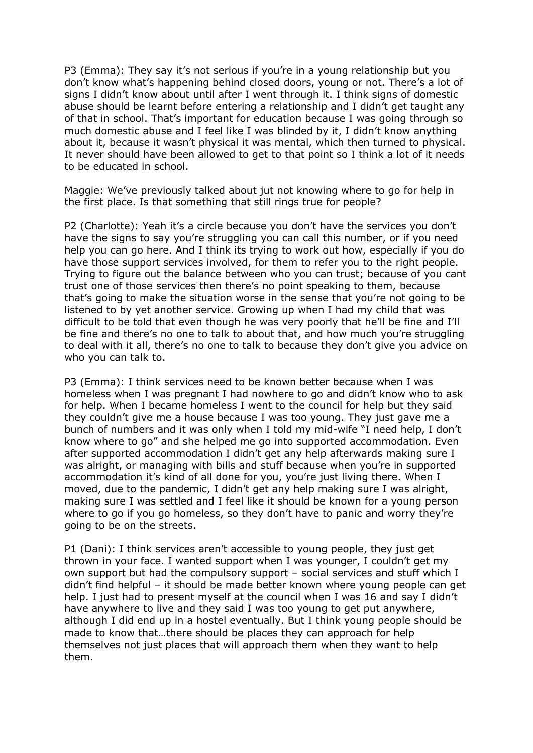P3 (Emma): They say it's not serious if you're in a young relationship but you don't know what's happening behind closed doors, young or not. There's a lot of signs I didn't know about until after I went through it. I think signs of domestic abuse should be learnt before entering a relationship and I didn't get taught any of that in school. That's important for education because I was going through so much domestic abuse and I feel like I was blinded by it, I didn't know anything about it, because it wasn't physical it was mental, which then turned to physical. It never should have been allowed to get to that point so I think a lot of it needs to be educated in school.

Maggie: We've previously talked about jut not knowing where to go for help in the first place. Is that something that still rings true for people?

P2 (Charlotte): Yeah it's a circle because you don't have the services you don't have the signs to say you're struggling you can call this number, or if you need help you can go here. And I think its trying to work out how, especially if you do have those support services involved, for them to refer you to the right people. Trying to figure out the balance between who you can trust; because of you cant trust one of those services then there's no point speaking to them, because that's going to make the situation worse in the sense that you're not going to be listened to by yet another service. Growing up when I had my child that was difficult to be told that even though he was very poorly that he'll be fine and I'll be fine and there's no one to talk to about that, and how much you're struggling to deal with it all, there's no one to talk to because they don't give you advice on who you can talk to.

P3 (Emma): I think services need to be known better because when I was homeless when I was pregnant I had nowhere to go and didn't know who to ask for help. When I became homeless I went to the council for help but they said they couldn't give me a house because I was too young. They just gave me a bunch of numbers and it was only when I told my mid-wife "I need help, I don't know where to go" and she helped me go into supported accommodation. Even after supported accommodation I didn't get any help afterwards making sure I was alright, or managing with bills and stuff because when you're in supported accommodation it's kind of all done for you, you're just living there. When I moved, due to the pandemic, I didn't get any help making sure I was alright, making sure I was settled and I feel like it should be known for a young person where to go if you go homeless, so they don't have to panic and worry they're going to be on the streets.

P1 (Dani): I think services aren't accessible to young people, they just get thrown in your face. I wanted support when I was younger, I couldn't get my own support but had the compulsory support – social services and stuff which I didn't find helpful – it should be made better known where young people can get help. I just had to present myself at the council when I was 16 and say I didn't have anywhere to live and they said I was too young to get put anywhere, although I did end up in a hostel eventually. But I think young people should be made to know that…there should be places they can approach for help themselves not just places that will approach them when they want to help them.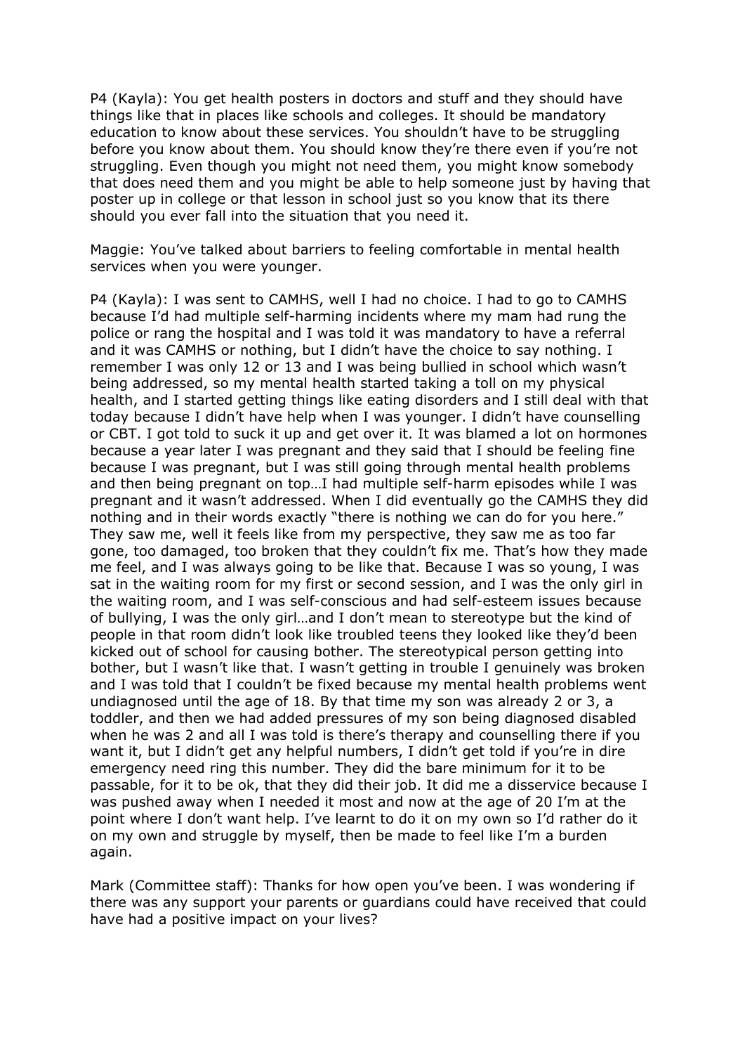P4 (Kayla): You get health posters in doctors and stuff and they should have things like that in places like schools and colleges. It should be mandatory education to know about these services. You shouldn't have to be struggling before you know about them. You should know they're there even if you're not struggling. Even though you might not need them, you might know somebody that does need them and you might be able to help someone just by having that poster up in college or that lesson in school just so you know that its there should you ever fall into the situation that you need it.

Maggie: You've talked about barriers to feeling comfortable in mental health services when you were younger.

P4 (Kayla): I was sent to CAMHS, well I had no choice. I had to go to CAMHS because I'd had multiple self-harming incidents where my mam had rung the police or rang the hospital and I was told it was mandatory to have a referral and it was CAMHS or nothing, but I didn't have the choice to say nothing. I remember I was only 12 or 13 and I was being bullied in school which wasn't being addressed, so my mental health started taking a toll on my physical health, and I started getting things like eating disorders and I still deal with that today because I didn't have help when I was younger. I didn't have counselling or CBT. I got told to suck it up and get over it. It was blamed a lot on hormones because a year later I was pregnant and they said that I should be feeling fine because I was pregnant, but I was still going through mental health problems and then being pregnant on top…I had multiple self-harm episodes while I was pregnant and it wasn't addressed. When I did eventually go the CAMHS they did nothing and in their words exactly "there is nothing we can do for you here." They saw me, well it feels like from my perspective, they saw me as too far gone, too damaged, too broken that they couldn't fix me. That's how they made me feel, and I was always going to be like that. Because I was so young, I was sat in the waiting room for my first or second session, and I was the only girl in the waiting room, and I was self-conscious and had self-esteem issues because of bullying, I was the only girl…and I don't mean to stereotype but the kind of people in that room didn't look like troubled teens they looked like they'd been kicked out of school for causing bother. The stereotypical person getting into bother, but I wasn't like that. I wasn't getting in trouble I genuinely was broken and I was told that I couldn't be fixed because my mental health problems went undiagnosed until the age of 18. By that time my son was already 2 or 3, a toddler, and then we had added pressures of my son being diagnosed disabled when he was 2 and all I was told is there's therapy and counselling there if you want it, but I didn't get any helpful numbers, I didn't get told if you're in dire emergency need ring this number. They did the bare minimum for it to be passable, for it to be ok, that they did their job. It did me a disservice because I was pushed away when I needed it most and now at the age of 20 I'm at the point where I don't want help. I've learnt to do it on my own so I'd rather do it on my own and struggle by myself, then be made to feel like I'm a burden again.

Mark (Committee staff): Thanks for how open you've been. I was wondering if there was any support your parents or guardians could have received that could have had a positive impact on your lives?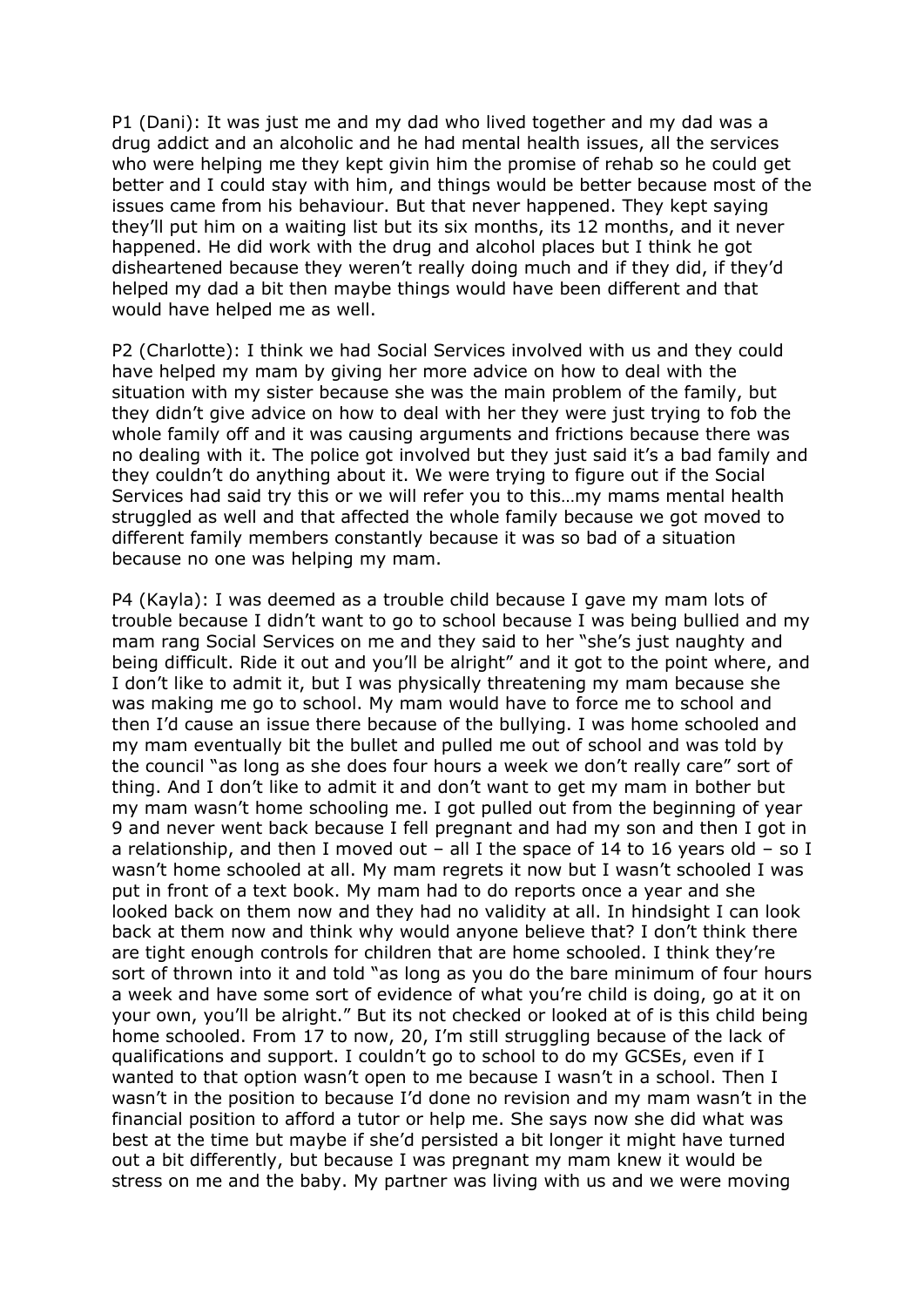P1 (Dani): It was just me and my dad who lived together and my dad was a drug addict and an alcoholic and he had mental health issues, all the services who were helping me they kept givin him the promise of rehab so he could get better and I could stay with him, and things would be better because most of the issues came from his behaviour. But that never happened. They kept saying they'll put him on a waiting list but its six months, its 12 months, and it never happened. He did work with the drug and alcohol places but I think he got disheartened because they weren't really doing much and if they did, if they'd helped my dad a bit then maybe things would have been different and that would have helped me as well.

P2 (Charlotte): I think we had Social Services involved with us and they could have helped my mam by giving her more advice on how to deal with the situation with my sister because she was the main problem of the family, but they didn't give advice on how to deal with her they were just trying to fob the whole family off and it was causing arguments and frictions because there was no dealing with it. The police got involved but they just said it's a bad family and they couldn't do anything about it. We were trying to figure out if the Social Services had said try this or we will refer you to this…my mams mental health struggled as well and that affected the whole family because we got moved to different family members constantly because it was so bad of a situation because no one was helping my mam.

P4 (Kayla): I was deemed as a trouble child because I gave my mam lots of trouble because I didn't want to go to school because I was being bullied and my mam rang Social Services on me and they said to her "she's just naughty and being difficult. Ride it out and you'll be alright" and it got to the point where, and I don't like to admit it, but I was physically threatening my mam because she was making me go to school. My mam would have to force me to school and then I'd cause an issue there because of the bullying. I was home schooled and my mam eventually bit the bullet and pulled me out of school and was told by the council "as long as she does four hours a week we don't really care" sort of thing. And I don't like to admit it and don't want to get my mam in bother but my mam wasn't home schooling me. I got pulled out from the beginning of year 9 and never went back because I fell pregnant and had my son and then I got in a relationship, and then I moved out – all I the space of 14 to 16 years old – so I wasn't home schooled at all. My mam regrets it now but I wasn't schooled I was put in front of a text book. My mam had to do reports once a year and she looked back on them now and they had no validity at all. In hindsight I can look back at them now and think why would anyone believe that? I don't think there are tight enough controls for children that are home schooled. I think they're sort of thrown into it and told "as long as you do the bare minimum of four hours a week and have some sort of evidence of what you're child is doing, go at it on your own, you'll be alright." But its not checked or looked at of is this child being home schooled. From 17 to now, 20, I'm still struggling because of the lack of qualifications and support. I couldn't go to school to do my GCSEs, even if I wanted to that option wasn't open to me because I wasn't in a school. Then I wasn't in the position to because I'd done no revision and my mam wasn't in the financial position to afford a tutor or help me. She says now she did what was best at the time but maybe if she'd persisted a bit longer it might have turned out a bit differently, but because I was pregnant my mam knew it would be stress on me and the baby. My partner was living with us and we were moving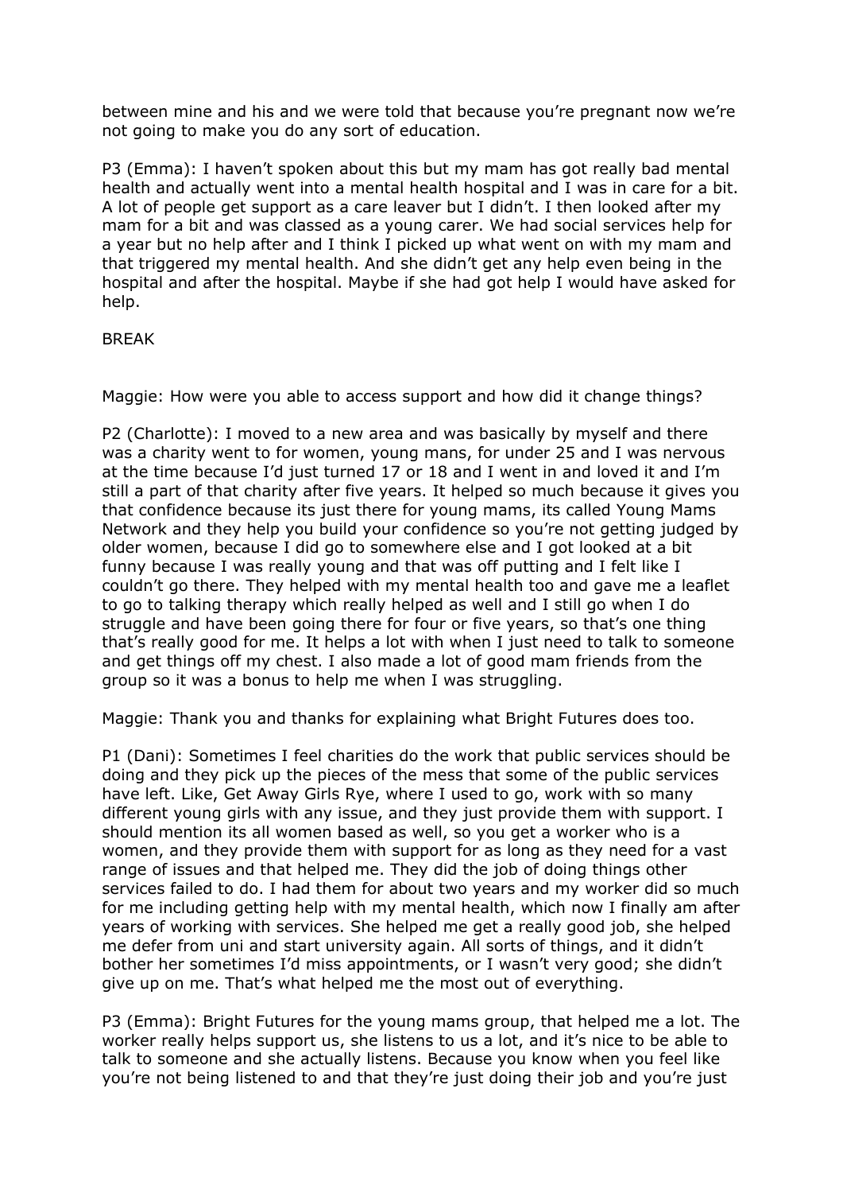between mine and his and we were told that because you're pregnant now we're not going to make you do any sort of education.

P3 (Emma): I haven't spoken about this but my mam has got really bad mental health and actually went into a mental health hospital and I was in care for a bit. A lot of people get support as a care leaver but I didn't. I then looked after my mam for a bit and was classed as a young carer. We had social services help for a year but no help after and I think I picked up what went on with my mam and that triggered my mental health. And she didn't get any help even being in the hospital and after the hospital. Maybe if she had got help I would have asked for help.

BREAK

Maggie: How were you able to access support and how did it change things?

P2 (Charlotte): I moved to a new area and was basically by myself and there was a charity went to for women, young mans, for under 25 and I was nervous at the time because I'd just turned 17 or 18 and I went in and loved it and I'm still a part of that charity after five years. It helped so much because it gives you that confidence because its just there for young mams, its called Young Mams Network and they help you build your confidence so you're not getting judged by older women, because I did go to somewhere else and I got looked at a bit funny because I was really young and that was off putting and I felt like I couldn't go there. They helped with my mental health too and gave me a leaflet to go to talking therapy which really helped as well and I still go when I do struggle and have been going there for four or five years, so that's one thing that's really good for me. It helps a lot with when I just need to talk to someone and get things off my chest. I also made a lot of good mam friends from the group so it was a bonus to help me when I was struggling.

Maggie: Thank you and thanks for explaining what Bright Futures does too.

P1 (Dani): Sometimes I feel charities do the work that public services should be doing and they pick up the pieces of the mess that some of the public services have left. Like, Get Away Girls Rye, where I used to go, work with so many different young girls with any issue, and they just provide them with support. I should mention its all women based as well, so you get a worker who is a women, and they provide them with support for as long as they need for a vast range of issues and that helped me. They did the job of doing things other services failed to do. I had them for about two years and my worker did so much for me including getting help with my mental health, which now I finally am after years of working with services. She helped me get a really good job, she helped me defer from uni and start university again. All sorts of things, and it didn't bother her sometimes I'd miss appointments, or I wasn't very good; she didn't give up on me. That's what helped me the most out of everything.

P3 (Emma): Bright Futures for the young mams group, that helped me a lot. The worker really helps support us, she listens to us a lot, and it's nice to be able to talk to someone and she actually listens. Because you know when you feel like you're not being listened to and that they're just doing their job and you're just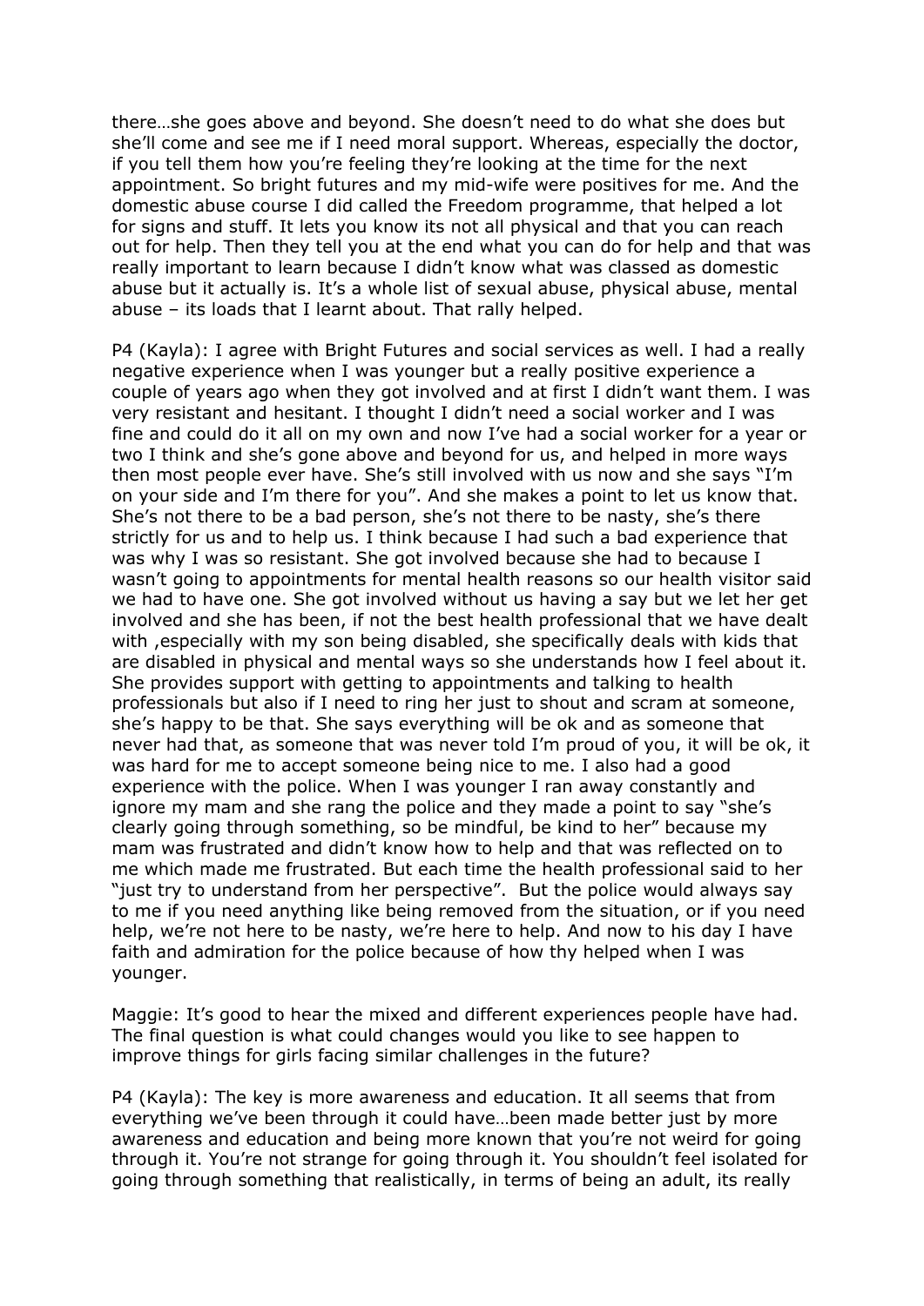there…she goes above and beyond. She doesn't need to do what she does but she'll come and see me if I need moral support. Whereas, especially the doctor, if you tell them how you're feeling they're looking at the time for the next appointment. So bright futures and my mid-wife were positives for me. And the domestic abuse course I did called the Freedom programme, that helped a lot for signs and stuff. It lets you know its not all physical and that you can reach out for help. Then they tell you at the end what you can do for help and that was really important to learn because I didn't know what was classed as domestic abuse but it actually is. It's a whole list of sexual abuse, physical abuse, mental abuse – its loads that I learnt about. That rally helped.

P4 (Kayla): I agree with Bright Futures and social services as well. I had a really negative experience when I was younger but a really positive experience a couple of years ago when they got involved and at first I didn't want them. I was very resistant and hesitant. I thought I didn't need a social worker and I was fine and could do it all on my own and now I've had a social worker for a year or two I think and she's gone above and beyond for us, and helped in more ways then most people ever have. She's still involved with us now and she says "I'm on your side and I'm there for you". And she makes a point to let us know that. She's not there to be a bad person, she's not there to be nasty, she's there strictly for us and to help us. I think because I had such a bad experience that was why I was so resistant. She got involved because she had to because I wasn't going to appointments for mental health reasons so our health visitor said we had to have one. She got involved without us having a say but we let her get involved and she has been, if not the best health professional that we have dealt with ,especially with my son being disabled, she specifically deals with kids that are disabled in physical and mental ways so she understands how I feel about it. She provides support with getting to appointments and talking to health professionals but also if I need to ring her just to shout and scram at someone, she's happy to be that. She says everything will be ok and as someone that never had that, as someone that was never told I'm proud of you, it will be ok, it was hard for me to accept someone being nice to me. I also had a good experience with the police. When I was younger I ran away constantly and ignore my mam and she rang the police and they made a point to say "she's clearly going through something, so be mindful, be kind to her" because my mam was frustrated and didn't know how to help and that was reflected on to me which made me frustrated. But each time the health professional said to her "just try to understand from her perspective". But the police would always say to me if you need anything like being removed from the situation, or if you need help, we're not here to be nasty, we're here to help. And now to his day I have faith and admiration for the police because of how thy helped when I was younger.

Maggie: It's good to hear the mixed and different experiences people have had. The final question is what could changes would you like to see happen to improve things for girls facing similar challenges in the future?

P4 (Kayla): The key is more awareness and education. It all seems that from everything we've been through it could have…been made better just by more awareness and education and being more known that you're not weird for going through it. You're not strange for going through it. You shouldn't feel isolated for going through something that realistically, in terms of being an adult, its really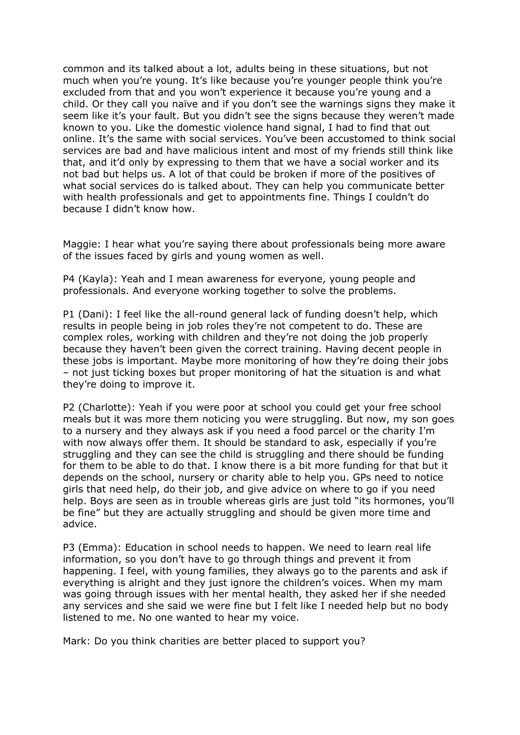common and its talked about a lot, adults being in these situations, but not much when you're young. It's like because you're younger people think you're excluded from that and you won't experience it because you're young and a child. Or they call you naïve and if you don't see the warnings signs they make it seem like it's your fault. But you didn't see the signs because they weren't made known to you. Like the domestic violence hand signal, I had to find that out online. It's the same with social services. You've been accustomed to think social services are bad and have malicious intent and most of my friends still think like that, and it'd only by expressing to them that we have a social worker and its not bad but helps us. A lot of that could be broken if more of the positives of what social services do is talked about. They can help you communicate better with health professionals and get to appointments fine. Things I couldn't do because I didn't know how.

Maggie: I hear what you're saying there about professionals being more aware of the issues faced by girls and young women as well.

P4 (Kayla): Yeah and I mean awareness for everyone, young people and professionals. And everyone working together to solve the problems.

P1 (Dani): I feel like the all-round general lack of funding doesn't help, which results in people being in job roles they're not competent to do. These are complex roles, working with children and they're not doing the job properly because they haven't been given the correct training. Having decent people in these jobs is important. Maybe more monitoring of how they're doing their jobs – not just ticking boxes but proper monitoring of hat the situation is and what they're doing to improve it.

P2 (Charlotte): Yeah if you were poor at school you could get your free school meals but it was more them noticing you were struggling. But now, my son goes to a nursery and they always ask if you need a food parcel or the charity I'm with now always offer them. It should be standard to ask, especially if you're struggling and they can see the child is struggling and there should be funding for them to be able to do that. I know there is a bit more funding for that but it depends on the school, nursery or charity able to help you. GPs need to notice girls that need help, do their job, and give advice on where to go if you need help. Boys are seen as in trouble whereas girls are just told "its hormones, you'll be fine" but they are actually struggling and should be given more time and advice.

P3 (Emma): Education in school needs to happen. We need to learn real life information, so you don't have to go through things and prevent it from happening. I feel, with young families, they always go to the parents and ask if everything is alright and they just ignore the children's voices. When my mam was going through issues with her mental health, they asked her if she needed any services and she said we were fine but I felt like I needed help but no body listened to me. No one wanted to hear my voice.

Mark: Do you think charities are better placed to support you?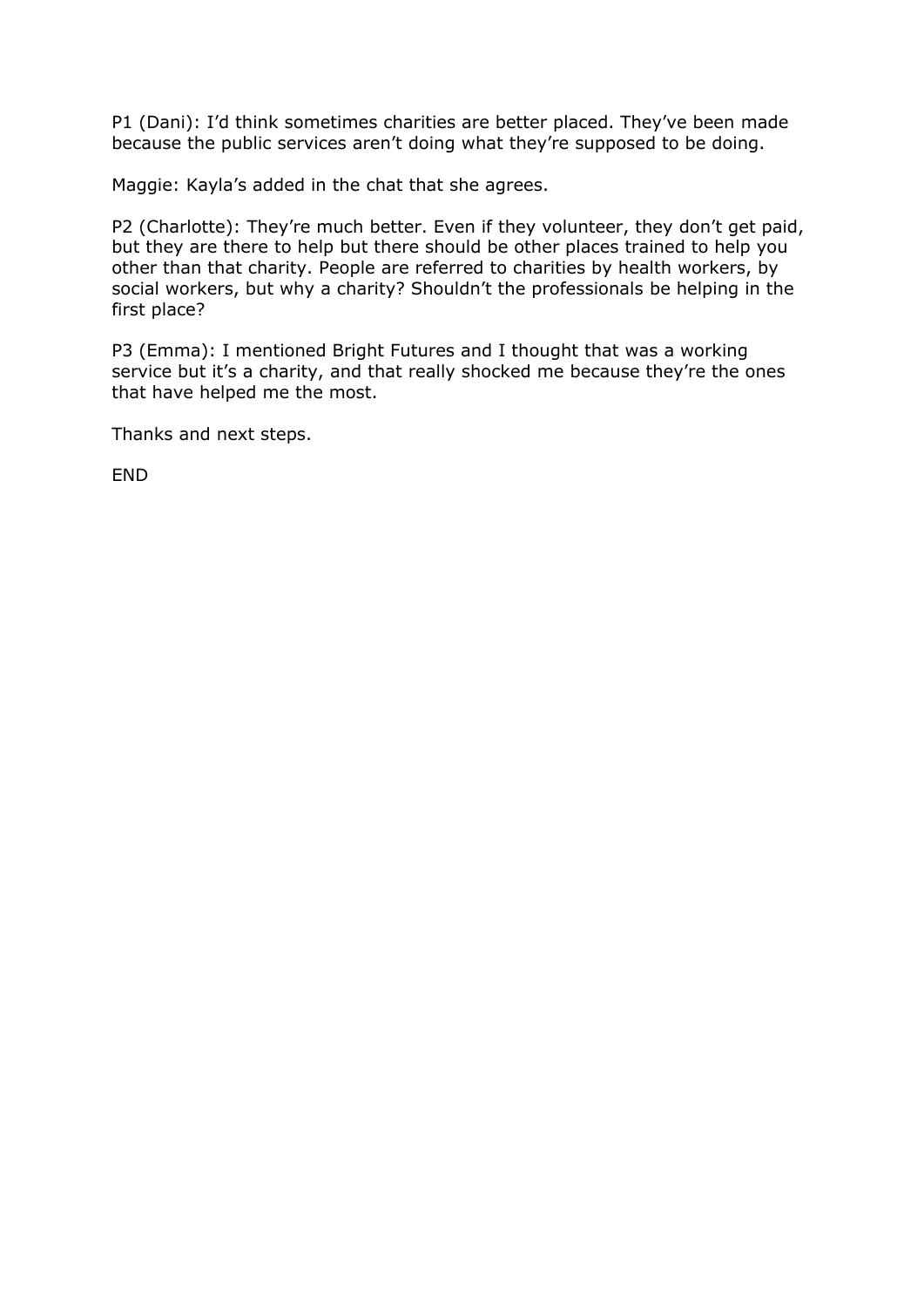P1 (Dani): I'd think sometimes charities are better placed. They've been made because the public services aren't doing what they're supposed to be doing.

Maggie: Kayla's added in the chat that she agrees.

P2 (Charlotte): They're much better. Even if they volunteer, they don't get paid, but they are there to help but there should be other places trained to help you other than that charity. People are referred to charities by health workers, by social workers, but why a charity? Shouldn't the professionals be helping in the first place?

P3 (Emma): I mentioned Bright Futures and I thought that was a working service but it's a charity, and that really shocked me because they're the ones that have helped me the most.

Thanks and next steps.

END